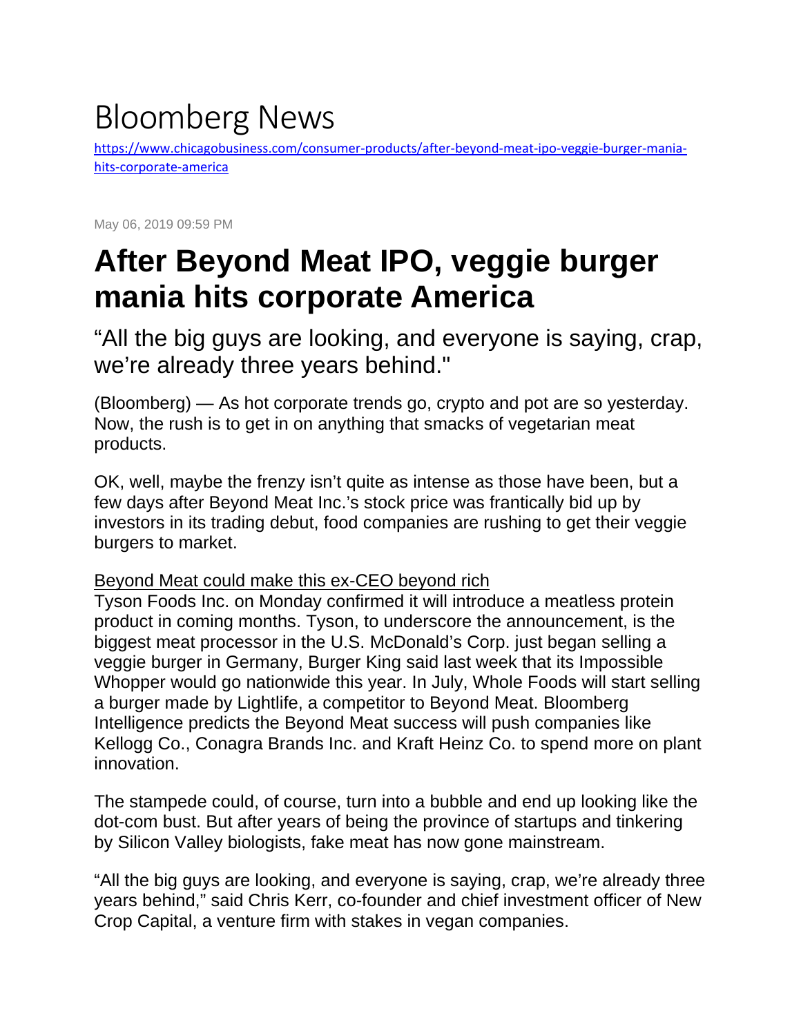# Bloomberg News

https://www.chicagobusiness.com/consumer-products/after-beyond-meat-ipo-veggie-burger-mania-hits-corporate-america

May 06, 2019 09:59 PM

# After Beyond Meat IPO, veggie burger mania hits corporate America

## “All the big guys are looking, and everyone is saying, crap, we’re already three years behind."

(Bloomberg) — As hot corporate trends go, crypto and pot are so yesterday. Now, the rush is to get in on anything that smacks of vegetarian meat products.

OK, well, maybe the frenzy isn’t quite as intense as those have been, but a few days after Beyond Meat Inc.’s stock price was frantically bid up by investors in its trading debut, food companies are rushing to get their veggie burgers to market.

Beyond Meat could make this ex-CEO beyond rich

Tyson Foods Inc. on Monday confirmed it will introduce a meatless protein product in coming months. Tyson, to underscore the announcement, is the biggest meat processor in the U.S. McDonald’s Corp. just began selling a veggie burger in Germany, Burger King said last week that its Impossible Whopper would go nationwide this year. In July, Whole Foods will start selling a burger made by Lightlife, a competitor to Beyond Meat. Bloomberg Intelligence predicts the Beyond Meat success will push companies like Kellogg Co., Conagra Brands Inc. and Kraft Heinz Co. to spend more on plant innovation.

The stampede could, of course, turn into a bubble and end up looking like the dot-com bust. But after years of being the province of startups and tinkering by Silicon Valley biologists, fake meat has now gone mainstream.

“All the big guys are looking, and everyone is saying, crap, we’re already three years behind,” said Chris Kerr, co-founder and chief investment officer of New Crop Capital, a venture firm with stakes in vegan companies.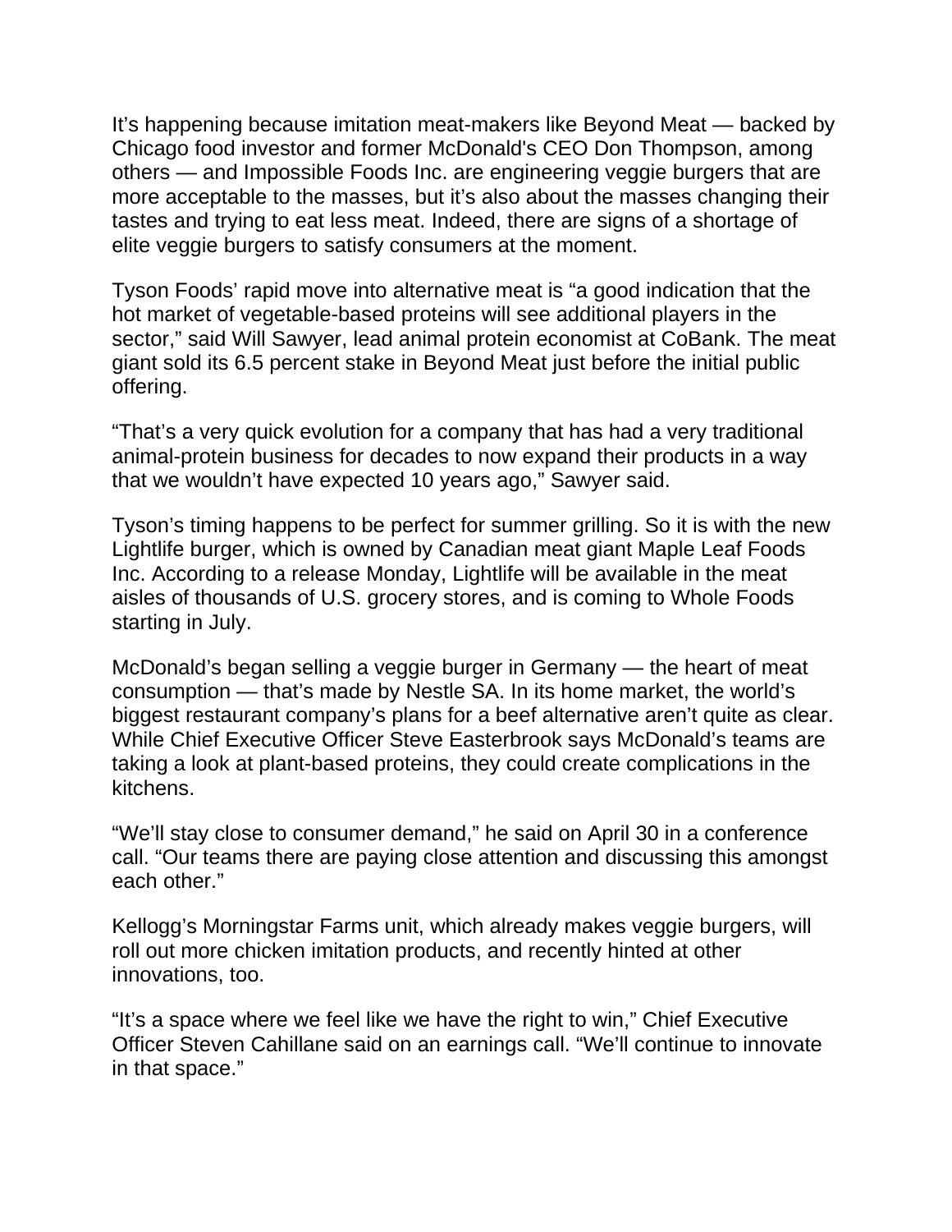It's happening because imitation meat-makers like Beyond Meat — backed by Chicago food investor and former McDonald's CEO Don Thompson, among others — and Impossible Foods Inc. are engineering veggie burgers that are more acceptable to the masses, but it's also about the masses changing their tastes and trying to eat less meat. Indeed, there are signs of a shortage of elite veggie burgers to satisfy consumers at the moment.

Tyson Foods' rapid move into alternative meat is "a good indication that the hot market of vegetable-based proteins will see additional players in the sector," said Will Sawyer, lead animal protein economist at CoBank. The meat giant sold its 6.5 percent stake in Beyond Meat just before the initial public offering.

"That's a very quick evolution for a company that has had a very traditional animal-protein business for decades to now expand their products in a way that we wouldn't have expected 10 years ago," Sawyer said.

Tyson's timing happens to be perfect for summer grilling. So it is with the new Lightlife burger, which is owned by Canadian meat giant Maple Leaf Foods Inc. According to a release Monday, Lightlife will be available in the meat aisles of thousands of U.S. grocery stores, and is coming to Whole Foods starting in July.

McDonald's began selling a veggie burger in Germany — the heart of meat consumption — that's made by Nestle SA. In its home market, the world's biggest restaurant company's plans for a beef alternative aren't quite as clear. While Chief Executive Officer Steve Easterbrook says McDonald's teams are taking a look at plant-based proteins, they could create complications in the kitchens.

"We'll stay close to consumer demand," he said on April 30 in a conference call. "Our teams there are paying close attention and discussing this amongst each other."

Kellogg's Morningstar Farms unit, which already makes veggie burgers, will roll out more chicken imitation products, and recently hinted at other innovations, too.

"It's a space where we feel like we have the right to win," Chief Executive Officer Steven Cahillane said on an earnings call. "We'll continue to innovate in that space."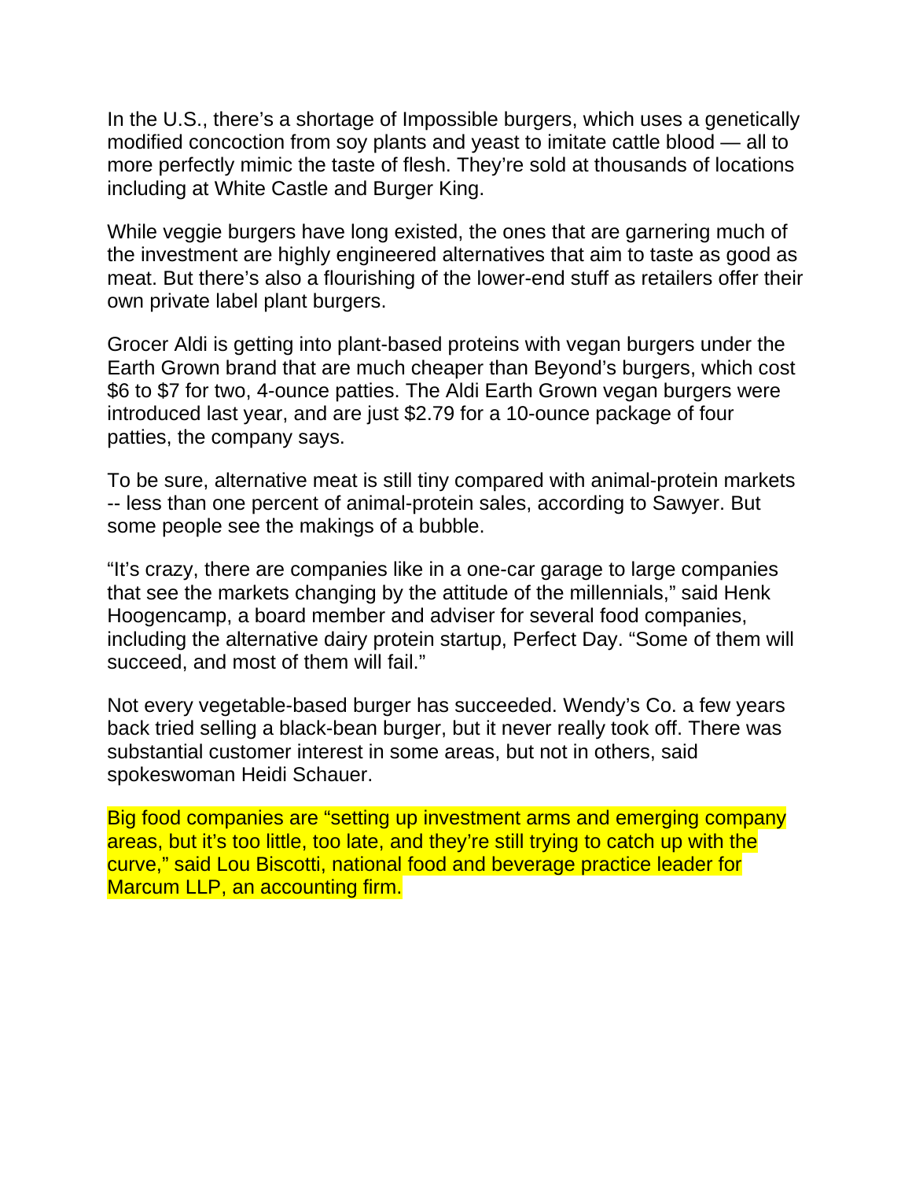In the U.S., there's a shortage of Impossible burgers, which uses a genetically modified concoction from soy plants and yeast to imitate cattle blood — all to more perfectly mimic the taste of flesh. They're sold at thousands of locations including at White Castle and Burger King.

While veggie burgers have long existed, the ones that are garnering much of the investment are highly engineered alternatives that aim to taste as good as meat. But there's also a flourishing of the lower-end stuff as retailers offer their own private label plant burgers.

Grocer Aldi is getting into plant-based proteins with vegan burgers under the Earth Grown brand that are much cheaper than Beyond's burgers, which cost $6 to $7 for two, 4-ounce patties. The Aldi Earth Grown vegan burgers were introduced last year, and are just $2.79 for a 10-ounce package of four patties, the company says.

To be sure, alternative meat is still tiny compared with animal-protein markets -- less than one percent of animal-protein sales, according to Sawyer. But some people see the makings of a bubble.

"It's crazy, there are companies like in a one-car garage to large companies that see the markets changing by the attitude of the millennials," said Henk Hoogencamp, a board member and adviser for several food companies, including the alternative dairy protein startup, Perfect Day. "Some of them will succeed, and most of them will fail."

Not every vegetable-based burger has succeeded. Wendy's Co. a few years back tried selling a black-bean burger, but it never really took off. There was substantial customer interest in some areas, but not in others, said spokeswoman Heidi Schauer.

Big food companies are "setting up investment arms and emerging company areas, but it's too little, too late, and they're still trying to catch up with the curve," said Lou Biscotti, national food and beverage practice leader for Marcum LLP, an accounting firm.